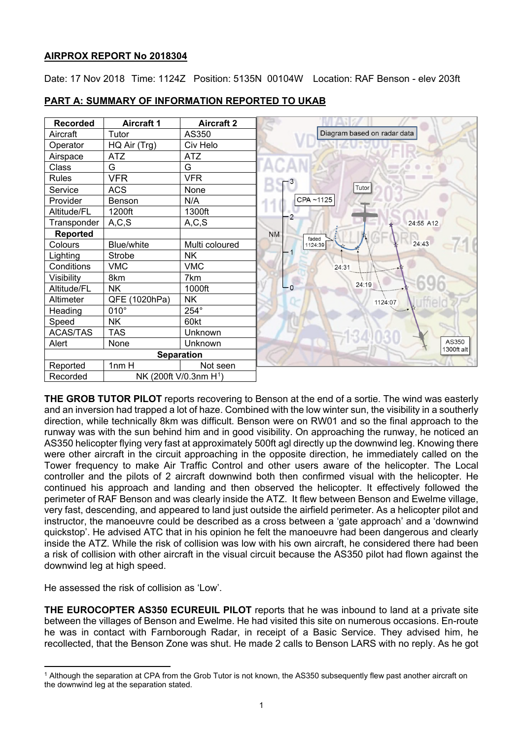**AIRPROX REPORT No 2018304**

Date: 17 Nov 2018 Time: 1124Z Position: 5135N 00104W Location: RAF Benson - elev 203ft

**PART A: SUMMARY OF INFORMATION REPORTED TO UKAB**

| Recorded | Aircraft 1 | Aircraft 2 |
|---|---|---|
| Aircraft | Tutor | AS350 |
| Operator | HQ Air (Trg) | Civ Helo |
| Airspace | ATZ | ATZ |
| Class | G | G |
| Rules | VFR | VFR |
| Service | ACS | None |
| Provider | Benson | N/A |
| Altitude/FL | 1200ft | 1300ft |
| Transponder | A,C,S | A,C,S |
| **Reported** | | |
| Colours | Blue/white | Multi coloured |
| Lighting | Strobe | NK |
| Conditions | VMC | VMC |
| Visibility | 8km | 7km |
| Altitude/FL | NK | 1000ft |
| Altimeter | QFE (1020hPa) | NK |
| Heading | 010° | 254° |
| Speed | NK | 60kt |
| ACAS/TAS | TAS | Unknown |
| Alert | None | Unknown |
| **Separation** | | |
| Reported | 1nm H | Not seen |
| Recorded | NK (200ft V/0.3nm H[1]) | |

Diagram based on radar data

**THE GROB TUTOR PILOT** reports recovering to Benson at the end of a sortie. The wind was easterly and an inversion had trapped a lot of haze. Combined with the low winter sun, the visibility in a southerly direction, while technically 8km was difficult. Benson were on RW01 and so the final approach to the runway was with the sun behind him and in good visibility. On approaching the runway, he noticed an AS350 helicopter flying very fast at approximately 500ft agl directly up the downwind leg. Knowing there were other aircraft in the circuit approaching in the opposite direction, he immediately called on the Tower frequency to make Air Traffic Control and other users aware of the helicopter. The Local controller and the pilots of 2 aircraft downwind both then confirmed visual with the helicopter. He continued his approach and landing and then observed the helicopter. It effectively followed the perimeter of RAF Benson and was clearly inside the ATZ. It flew between Benson and Ewelme village, very fast, descending, and appeared to land just outside the airfield perimeter. As a helicopter pilot and instructor, the manoeuvre could be described as a cross between a 'gate approach' and a 'downwind quickstop'. He advised ATC that in his opinion he felt the manoeuvre had been dangerous and clearly inside the ATZ. While the risk of collision was low with his own aircraft, he considered there had been a risk of collision with other aircraft in the visual circuit because the AS350 pilot had flown against the downwind leg at high speed.

He assessed the risk of collision as 'Low'.

**THE EUROCOPTER AS350 ECUREUIL PILOT** reports that he was inbound to land at a private site between the villages of Benson and Ewelme. He had visited this site on numerous occasions. En-route he was in contact with Farnborough Radar, in receipt of a Basic Service. They advised him, he recollected, that the Benson Zone was shut. He made 2 calls to Benson LARS with no reply. As he got

[1] Although the separation at CPA from the Grob Tutor is not known, the AS350 subsequently flew past another aircraft on the downwind leg at the separation stated.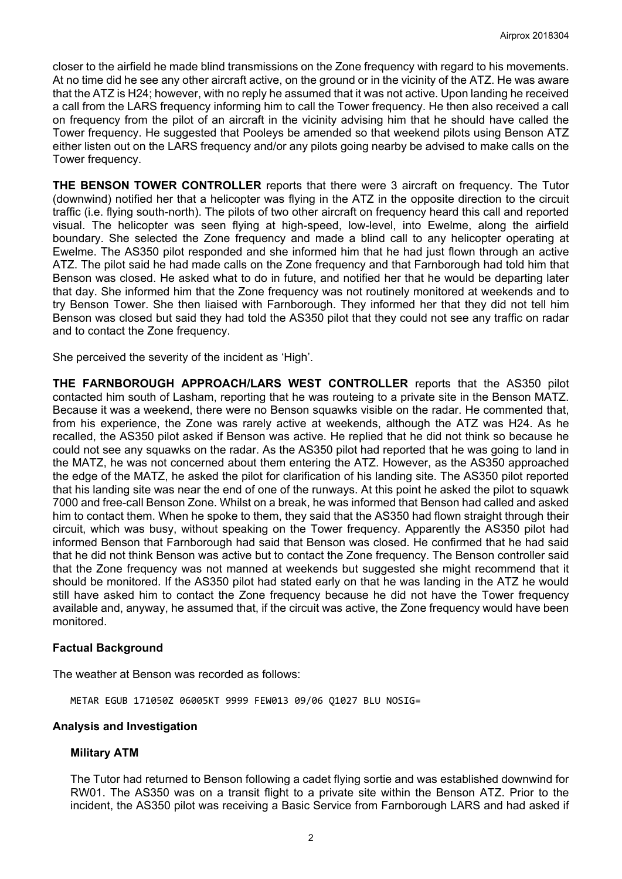closer to the airfield he made blind transmissions on the Zone frequency with regard to his movements. At no time did he see any other aircraft active, on the ground or in the vicinity of the ATZ. He was aware that the ATZ is H24; however, with no reply he assumed that it was not active. Upon landing he received a call from the LARS frequency informing him to call the Tower frequency. He then also received a call on frequency from the pilot of an aircraft in the vicinity advising him that he should have called the Tower frequency. He suggested that Pooleys be amended so that weekend pilots using Benson ATZ either listen out on the LARS frequency and/or any pilots going nearby be advised to make calls on the Tower frequency.

**THE BENSON TOWER CONTROLLER** reports that there were 3 aircraft on frequency. The Tutor (downwind) notified her that a helicopter was flying in the ATZ in the opposite direction to the circuit traffic (i.e. flying south-north). The pilots of two other aircraft on frequency heard this call and reported visual. The helicopter was seen flying at high-speed, low-level, into Ewelme, along the airfield boundary. She selected the Zone frequency and made a blind call to any helicopter operating at Ewelme. The AS350 pilot responded and she informed him that he had just flown through an active ATZ. The pilot said he had made calls on the Zone frequency and that Farnborough had told him that Benson was closed. He asked what to do in future, and notified her that he would be departing later that day. She informed him that the Zone frequency was not routinely monitored at weekends and to try Benson Tower. She then liaised with Farnborough. They informed her that they did not tell him Benson was closed but said they had told the AS350 pilot that they could not see any traffic on radar and to contact the Zone frequency.

She perceived the severity of the incident as 'High'.

**THE FARNBOROUGH APPROACH/LARS WEST CONTROLLER** reports that the AS350 pilot contacted him south of Lasham, reporting that he was routeing to a private site in the Benson MATZ. Because it was a weekend, there were no Benson squawks visible on the radar. He commented that, from his experience, the Zone was rarely active at weekends, although the ATZ was H24. As he recalled, the AS350 pilot asked if Benson was active. He replied that he did not think so because he could not see any squawks on the radar. As the AS350 pilot had reported that he was going to land in the MATZ, he was not concerned about them entering the ATZ. However, as the AS350 approached the edge of the MATZ, he asked the pilot for clarification of his landing site. The AS350 pilot reported that his landing site was near the end of one of the runways. At this point he asked the pilot to squawk 7000 and free-call Benson Zone. Whilst on a break, he was informed that Benson had called and asked him to contact them. When he spoke to them, they said that the AS350 had flown straight through their circuit, which was busy, without speaking on the Tower frequency. Apparently the AS350 pilot had informed Benson that Farnborough had said that Benson was closed. He confirmed that he had said that he did not think Benson was active but to contact the Zone frequency. The Benson controller said that the Zone frequency was not manned at weekends but suggested she might recommend that it should be monitored. If the AS350 pilot had stated early on that he was landing in the ATZ he would still have asked him to contact the Zone frequency because he did not have the Tower frequency available and, anyway, he assumed that, if the circuit was active, the Zone frequency would have been monitored.

## Factual Background

The weather at Benson was recorded as follows:

```
METAR EGUB 171050Z 06005KT 9999 FEW013 09/06 Q1027 BLU NOSIG=
```

## Analysis and Investigation

### Military ATM

The Tutor had returned to Benson following a cadet flying sortie and was established downwind for RW01. The AS350 was on a transit flight to a private site within the Benson ATZ. Prior to the incident, the AS350 pilot was receiving a Basic Service from Farnborough LARS and had asked if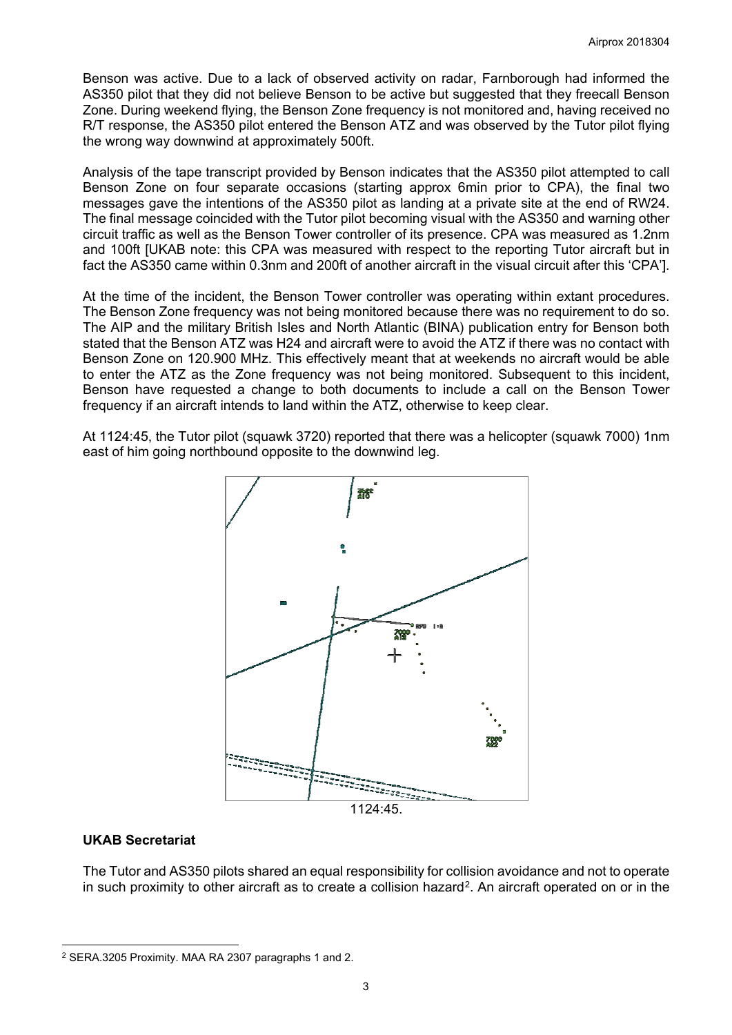Benson was active. Due to a lack of observed activity on radar, Farnborough had informed the AS350 pilot that they did not believe Benson to be active but suggested that they freecall Benson Zone. During weekend flying, the Benson Zone frequency is not monitored and, having received no R/T response, the AS350 pilot entered the Benson ATZ and was observed by the Tutor pilot flying the wrong way downwind at approximately 500ft.

Analysis of the tape transcript provided by Benson indicates that the AS350 pilot attempted to call Benson Zone on four separate occasions (starting approx 6min prior to CPA), the final two messages gave the intentions of the AS350 pilot as landing at a private site at the end of RW24. The final message coincided with the Tutor pilot becoming visual with the AS350 and warning other circuit traffic as well as the Benson Tower controller of its presence. CPA was measured as 1.2nm and 100ft [UKAB note: this CPA was measured with respect to the reporting Tutor aircraft but in fact the AS350 came within 0.3nm and 200ft of another aircraft in the visual circuit after this 'CPA'].

At the time of the incident, the Benson Tower controller was operating within extant procedures. The Benson Zone frequency was not being monitored because there was no requirement to do so. The AIP and the military British Isles and North Atlantic (BINA) publication entry for Benson both stated that the Benson ATZ was H24 and aircraft were to avoid the ATZ if there was no contact with Benson Zone on 120.900 MHz. This effectively meant that at weekends no aircraft would be able to enter the ATZ as the Zone frequency was not being monitored. Subsequent to this incident, Benson have requested a change to both documents to include a call on the Benson Tower frequency if an aircraft intends to land within the ATZ, otherwise to keep clear.

At 1124:45, the Tutor pilot (squawk 3720) reported that there was a helicopter (squawk 7000) 1nm east of him going northbound opposite to the downwind leg.

1124:45.

## UKAB Secretariat

The Tutor and AS350 pilots shared an equal responsibility for collision avoidance and not to operate in such proximity to other aircraft as to create a collision hazard[2]. An aircraft operated on or in the

[2] SERA.3205 Proximity. MAA RA 2307 paragraphs 1 and 2.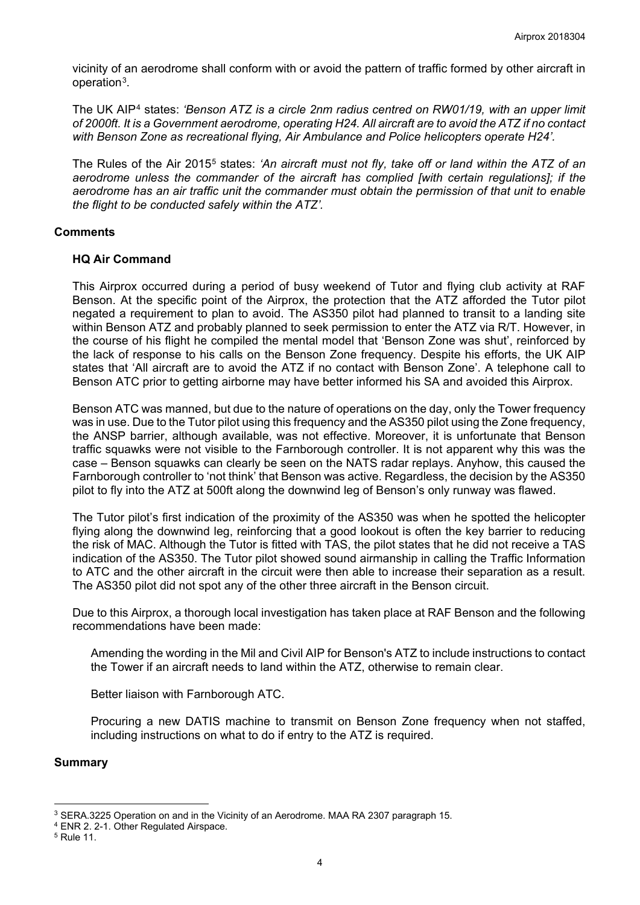vicinity of an aerodrome shall conform with or avoid the pattern of traffic formed by other aircraft in operation[3].

The UK AIP[4] states: *'Benson ATZ is a circle 2nm radius centred on RW01/19, with an upper limit of 2000ft. It is a Government aerodrome, operating H24. All aircraft are to avoid the ATZ if no contact with Benson Zone as recreational flying, Air Ambulance and Police helicopters operate H24'.*

The Rules of the Air 2015[5] states: *'An aircraft must not fly, take off or land within the ATZ of an aerodrome unless the commander of the aircraft has complied [with certain regulations]; if the aerodrome has an air traffic unit the commander must obtain the permission of that unit to enable the flight to be conducted safely within the ATZ'.*

## Comments

### HQ Air Command

This Airprox occurred during a period of busy weekend of Tutor and flying club activity at RAF Benson. At the specific point of the Airprox, the protection that the ATZ afforded the Tutor pilot negated a requirement to plan to avoid. The AS350 pilot had planned to transit to a landing site within Benson ATZ and probably planned to seek permission to enter the ATZ via R/T. However, in the course of his flight he compiled the mental model that 'Benson Zone was shut', reinforced by the lack of response to his calls on the Benson Zone frequency. Despite his efforts, the UK AIP states that 'All aircraft are to avoid the ATZ if no contact with Benson Zone'. A telephone call to Benson ATC prior to getting airborne may have better informed his SA and avoided this Airprox.

Benson ATC was manned, but due to the nature of operations on the day, only the Tower frequency was in use. Due to the Tutor pilot using this frequency and the AS350 pilot using the Zone frequency, the ANSP barrier, although available, was not effective. Moreover, it is unfortunate that Benson traffic squawks were not visible to the Farnborough controller. It is not apparent why this was the case – Benson squawks can clearly be seen on the NATS radar replays. Anyhow, this caused the Farnborough controller to 'not think' that Benson was active. Regardless, the decision by the AS350 pilot to fly into the ATZ at 500ft along the downwind leg of Benson's only runway was flawed.

The Tutor pilot's first indication of the proximity of the AS350 was when he spotted the helicopter flying along the downwind leg, reinforcing that a good lookout is often the key barrier to reducing the risk of MAC. Although the Tutor is fitted with TAS, the pilot states that he did not receive a TAS indication of the AS350. The Tutor pilot showed sound airmanship in calling the Traffic Information to ATC and the other aircraft in the circuit were then able to increase their separation as a result. The AS350 pilot did not spot any of the other three aircraft in the Benson circuit.

Due to this Airprox, a thorough local investigation has taken place at RAF Benson and the following recommendations have been made:

> Amending the wording in the Mil and Civil AIP for Benson's ATZ to include instructions to contact the Tower if an aircraft needs to land within the ATZ, otherwise to remain clear.
>
> Better liaison with Farnborough ATC.
>
> Procuring a new DATIS machine to transmit on Benson Zone frequency when not staffed, including instructions on what to do if entry to the ATZ is required.

## Summary

---

[3] SERA.3225 Operation on and in the Vicinity of an Aerodrome. MAA RA 2307 paragraph 15.

[4] ENR 2. 2-1. Other Regulated Airspace.

[5] Rule 11.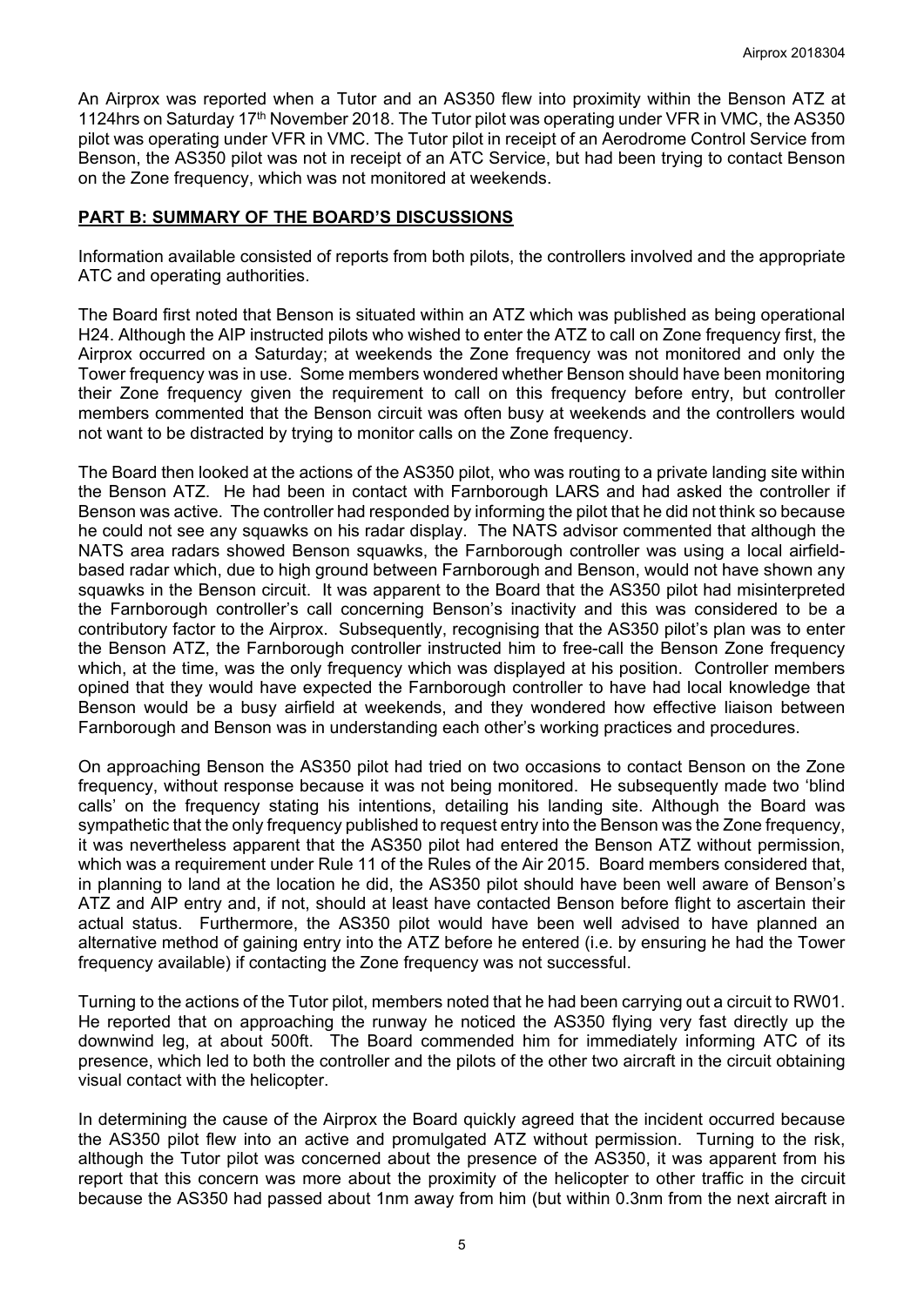An Airprox was reported when a Tutor and an AS350 flew into proximity within the Benson ATZ at 1124hrs on Saturday 17th November 2018. The Tutor pilot was operating under VFR in VMC, the AS350 pilot was operating under VFR in VMC. The Tutor pilot in receipt of an Aerodrome Control Service from Benson, the AS350 pilot was not in receipt of an ATC Service, but had been trying to contact Benson on the Zone frequency, which was not monitored at weekends.

## PART B: SUMMARY OF THE BOARD'S DISCUSSIONS

Information available consisted of reports from both pilots, the controllers involved and the appropriate ATC and operating authorities.

The Board first noted that Benson is situated within an ATZ which was published as being operational H24. Although the AIP instructed pilots who wished to enter the ATZ to call on Zone frequency first, the Airprox occurred on a Saturday; at weekends the Zone frequency was not monitored and only the Tower frequency was in use. Some members wondered whether Benson should have been monitoring their Zone frequency given the requirement to call on this frequency before entry, but controller members commented that the Benson circuit was often busy at weekends and the controllers would not want to be distracted by trying to monitor calls on the Zone frequency.

The Board then looked at the actions of the AS350 pilot, who was routing to a private landing site within the Benson ATZ. He had been in contact with Farnborough LARS and had asked the controller if Benson was active. The controller had responded by informing the pilot that he did not think so because he could not see any squawks on his radar display. The NATS advisor commented that although the NATS area radars showed Benson squawks, the Farnborough controller was using a local airfield-based radar which, due to high ground between Farnborough and Benson, would not have shown any squawks in the Benson circuit. It was apparent to the Board that the AS350 pilot had misinterpreted the Farnborough controller's call concerning Benson's inactivity and this was considered to be a contributory factor to the Airprox. Subsequently, recognising that the AS350 pilot's plan was to enter the Benson ATZ, the Farnborough controller instructed him to free-call the Benson Zone frequency which, at the time, was the only frequency which was displayed at his position. Controller members opined that they would have expected the Farnborough controller to have had local knowledge that Benson would be a busy airfield at weekends, and they wondered how effective liaison between Farnborough and Benson was in understanding each other's working practices and procedures.

On approaching Benson the AS350 pilot had tried on two occasions to contact Benson on the Zone frequency, without response because it was not being monitored. He subsequently made two 'blind calls' on the frequency stating his intentions, detailing his landing site. Although the Board was sympathetic that the only frequency published to request entry into the Benson was the Zone frequency, it was nevertheless apparent that the AS350 pilot had entered the Benson ATZ without permission, which was a requirement under Rule 11 of the Rules of the Air 2015. Board members considered that, in planning to land at the location he did, the AS350 pilot should have been well aware of Benson's ATZ and AIP entry and, if not, should at least have contacted Benson before flight to ascertain their actual status. Furthermore, the AS350 pilot would have been well advised to have planned an alternative method of gaining entry into the ATZ before he entered (i.e. by ensuring he had the Tower frequency available) if contacting the Zone frequency was not successful.

Turning to the actions of the Tutor pilot, members noted that he had been carrying out a circuit to RW01. He reported that on approaching the runway he noticed the AS350 flying very fast directly up the downwind leg, at about 500ft. The Board commended him for immediately informing ATC of its presence, which led to both the controller and the pilots of the other two aircraft in the circuit obtaining visual contact with the helicopter.

In determining the cause of the Airprox the Board quickly agreed that the incident occurred because the AS350 pilot flew into an active and promulgated ATZ without permission. Turning to the risk, although the Tutor pilot was concerned about the presence of the AS350, it was apparent from his report that this concern was more about the proximity of the helicopter to other traffic in the circuit because the AS350 had passed about 1nm away from him (but within 0.3nm from the next aircraft in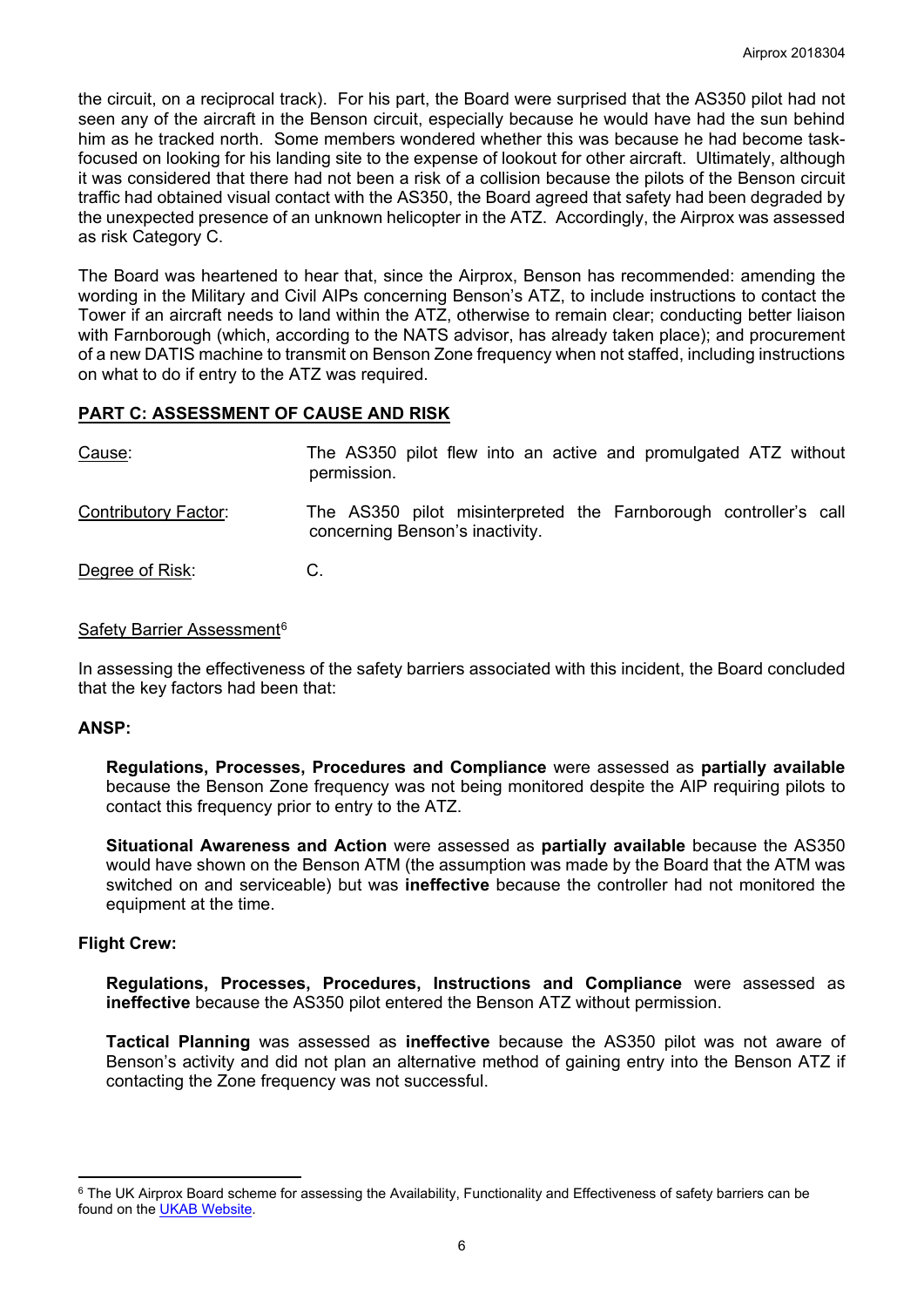the circuit, on a reciprocal track). For his part, the Board were surprised that the AS350 pilot had not seen any of the aircraft in the Benson circuit, especially because he would have had the sun behind him as he tracked north. Some members wondered whether this was because he had become task-focused on looking for his landing site to the expense of lookout for other aircraft. Ultimately, although it was considered that there had not been a risk of a collision because the pilots of the Benson circuit traffic had obtained visual contact with the AS350, the Board agreed that safety had been degraded by the unexpected presence of an unknown helicopter in the ATZ. Accordingly, the Airprox was assessed as risk Category C.

The Board was heartened to hear that, since the Airprox, Benson has recommended: amending the wording in the Military and Civil AIPs concerning Benson's ATZ, to include instructions to contact the Tower if an aircraft needs to land within the ATZ, otherwise to remain clear; conducting better liaison with Farnborough (which, according to the NATS advisor, has already taken place); and procurement of a new DATIS machine to transmit on Benson Zone frequency when not staffed, including instructions on what to do if entry to the ATZ was required.

## PART C: ASSESSMENT OF CAUSE AND RISK

Cause: The AS350 pilot flew into an active and promulgated ATZ without permission.

Contributory Factor: The AS350 pilot misinterpreted the Farnborough controller's call concerning Benson's inactivity.

Degree of Risk: C.

Safety Barrier Assessment[6]

In assessing the effectiveness of the safety barriers associated with this incident, the Board concluded that the key factors had been that:

**ANSP:**

**Regulations, Processes, Procedures and Compliance** were assessed as **partially available** because the Benson Zone frequency was not being monitored despite the AIP requiring pilots to contact this frequency prior to entry to the ATZ.

**Situational Awareness and Action** were assessed as **partially available** because the AS350 would have shown on the Benson ATM (the assumption was made by the Board that the ATM was switched on and serviceable) but was **ineffective** because the controller had not monitored the equipment at the time.

**Flight Crew:**

**Regulations, Processes, Procedures, Instructions and Compliance** were assessed as **ineffective** because the AS350 pilot entered the Benson ATZ without permission.

**Tactical Planning** was assessed as **ineffective** because the AS350 pilot was not aware of Benson's activity and did not plan an alternative method of gaining entry into the Benson ATZ if contacting the Zone frequency was not successful.

[6] The UK Airprox Board scheme for assessing the Availability, Functionality and Effectiveness of safety barriers can be found on the UKAB Website.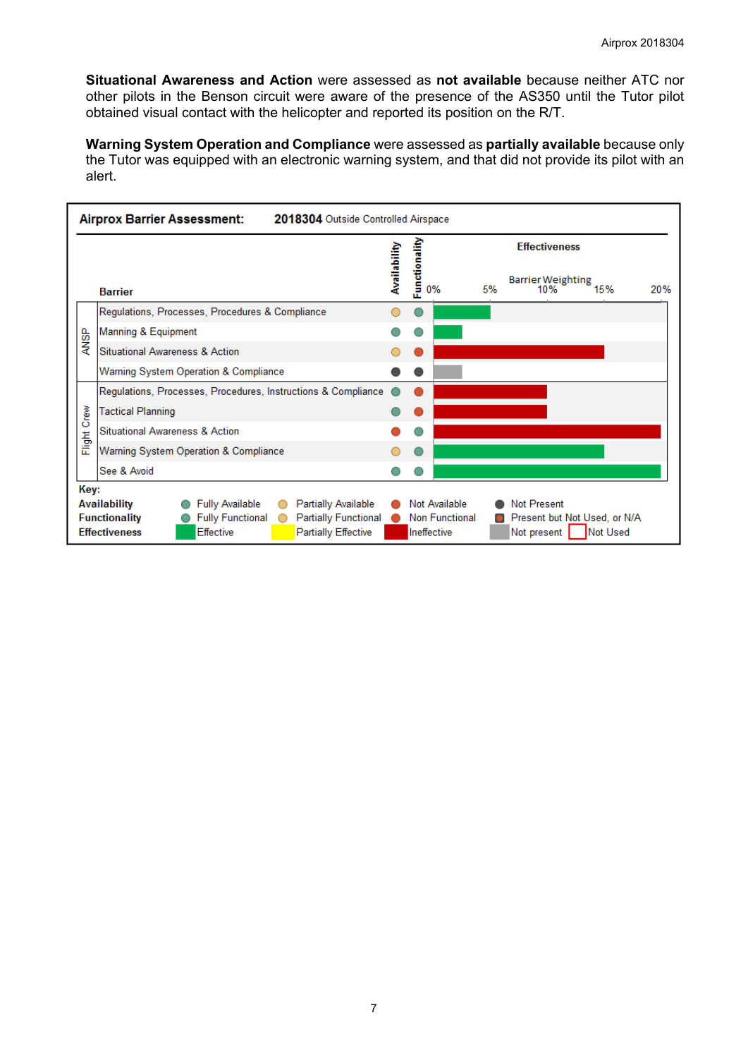**Situational Awareness and Action** were assessed as **not available** because neither ATC nor other pilots in the Benson circuit were aware of the presence of the AS350 until the Tutor pilot obtained visual contact with the helicopter and reported its position on the R/T.

**Warning System Operation and Compliance** were assessed as **partially available** because only the Tutor was equipped with an electronic warning system, and that did not provide its pilot with an alert.

**Airprox Barrier Assessment:** **2018304** Outside Controlled Airspace

Barrier

Availability

Functionality

Effectiveness

Barrier Weighting

0% 5% 10% 15% 20%

ANSP

Regulations, Processes, Procedures & Compliance

Manning & Equipment

Situational Awareness & Action

Warning System Operation & Compliance

Flight Crew

Regulations, Processes, Procedures, Instructions & Compliance

Tactical Planning

Situational Awareness & Action

Warning System Operation & Compliance

See & Avoid

**Key:**

**Availability** Fully Available, Partially Available, Not Available, Not Present

**Functionality** Fully Functional, Partially Functional, Non Functional, Present but Not Used, or N/A

**Effectiveness** Effective, Partially Effective, Ineffective, Not present, Not Used